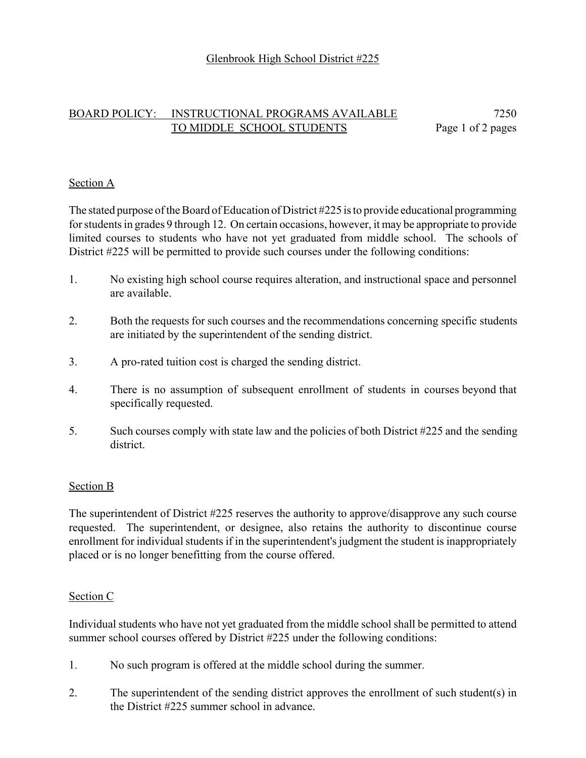Glenbrook High School District #225

# BOARD POLICY: INSTRUCTIONAL PROGRAMS AVAILABLE TO MIDDLE SCHOOL STUDENTS

7250

## Section A

The stated purpose of the Board of Education of District #225 is to provide educational programming for students in grades 9 through 12. On certain occasions, however, it may be appropriate to provide limited courses to students who have not yet graduated from middle school. The schools of District #225 will be permitted to provide such courses under the following conditions:

1. No existing high school course requires alteration, and instructional space and personnel are available.

2. Both the requests for such courses and the recommendations concerning specific students are initiated by the superintendent of the sending district.

3. A pro-rated tuition cost is charged the sending district.

4. There is no assumption of subsequent enrollment of students in courses beyond that specifically requested.

5. Such courses comply with state law and the policies of both District #225 and the sending district.

## Section B

The superintendent of District #225 reserves the authority to approve/disapprove any such course requested. The superintendent, or designee, also retains the authority to discontinue course enrollment for individual students if in the superintendent's judgment the student is inappropriately placed or is no longer benefitting from the course offered.

## Section C

Individual students who have not yet graduated from the middle school shall be permitted to attend summer school courses offered by District #225 under the following conditions:

1. No such program is offered at the middle school during the summer.

2. The superintendent of the sending district approves the enrollment of such student(s) in the District #225 summer school in advance.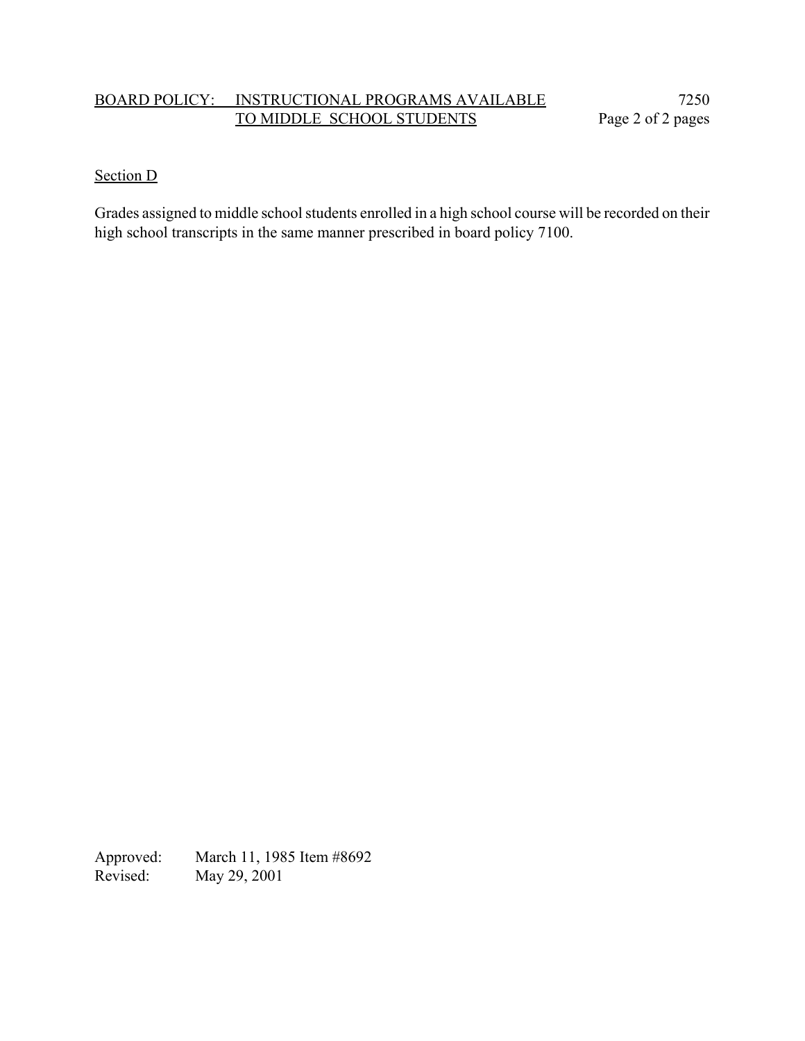Section D

Grades assigned to middle school students enrolled in a high school course will be recorded on their high school transcripts in the same manner prescribed in board policy 7100.

Approved: March 11, 1985 Item #8692
Revised: May 29, 2001